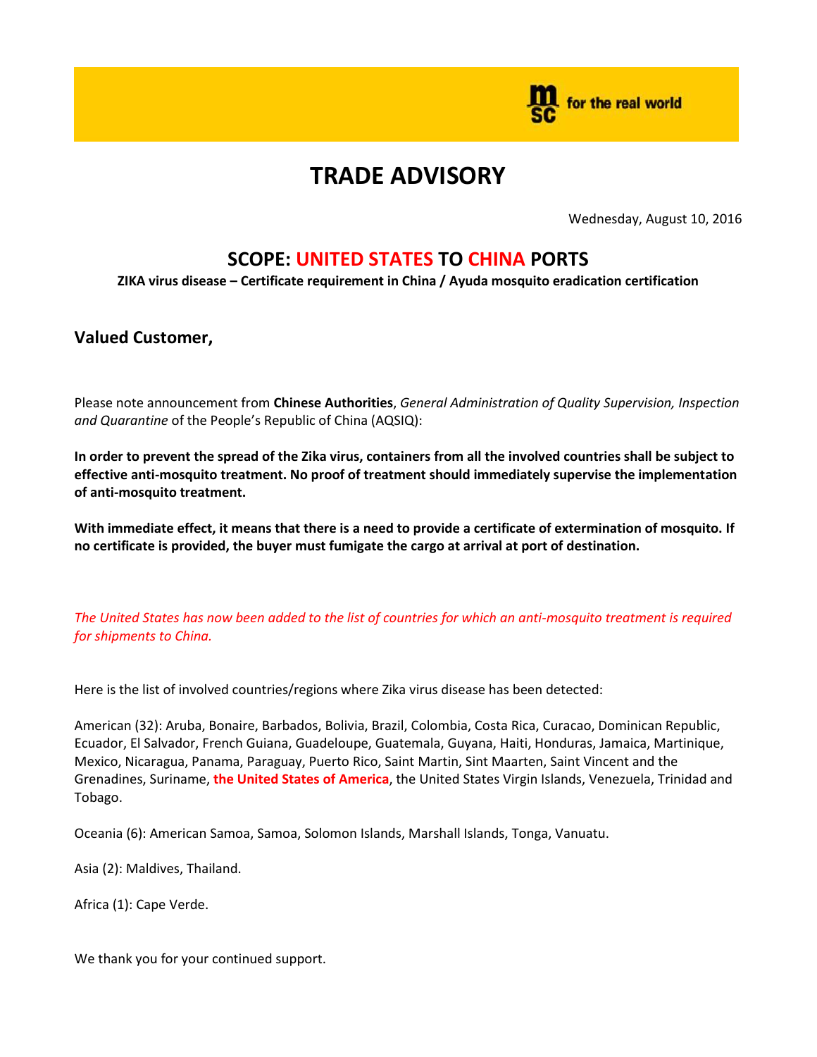msc for the real world

# TRADE ADVISORY

Wednesday, August 10, 2016

## SCOPE: UNITED STATES TO CHINA PORTS

**ZIKA virus disease – Certificate requirement in China / Ayuda mosquito eradication certification**

### Valued Customer,

Please note announcement from **Chinese Authorities**, *General Administration of Quality Supervision, Inspection and Quarantine* of the People's Republic of China (AQSIQ):

**In order to prevent the spread of the Zika virus, containers from all the involved countries shall be subject to effective anti-mosquito treatment. No proof of treatment should immediately supervise the implementation of anti-mosquito treatment.**

**With immediate effect, it means that there is a need to provide a certificate of extermination of mosquito. If no certificate is provided, the buyer must fumigate the cargo at arrival at port of destination.**

*The United States has now been added to the list of countries for which an anti-mosquito treatment is required for shipments to China.*

Here is the list of involved countries/regions where Zika virus disease has been detected:

American (32): Aruba, Bonaire, Barbados, Bolivia, Brazil, Colombia, Costa Rica, Curacao, Dominican Republic, Ecuador, El Salvador, French Guiana, Guadeloupe, Guatemala, Guyana, Haiti, Honduras, Jamaica, Martinique, Mexico, Nicaragua, Panama, Paraguay, Puerto Rico, Saint Martin, Sint Maarten, Saint Vincent and the Grenadines, Suriname, **the United States of America**, the United States Virgin Islands, Venezuela, Trinidad and Tobago.

Oceania (6): American Samoa, Samoa, Solomon Islands, Marshall Islands, Tonga, Vanuatu.

Asia (2): Maldives, Thailand.

Africa (1): Cape Verde.

We thank you for your continued support.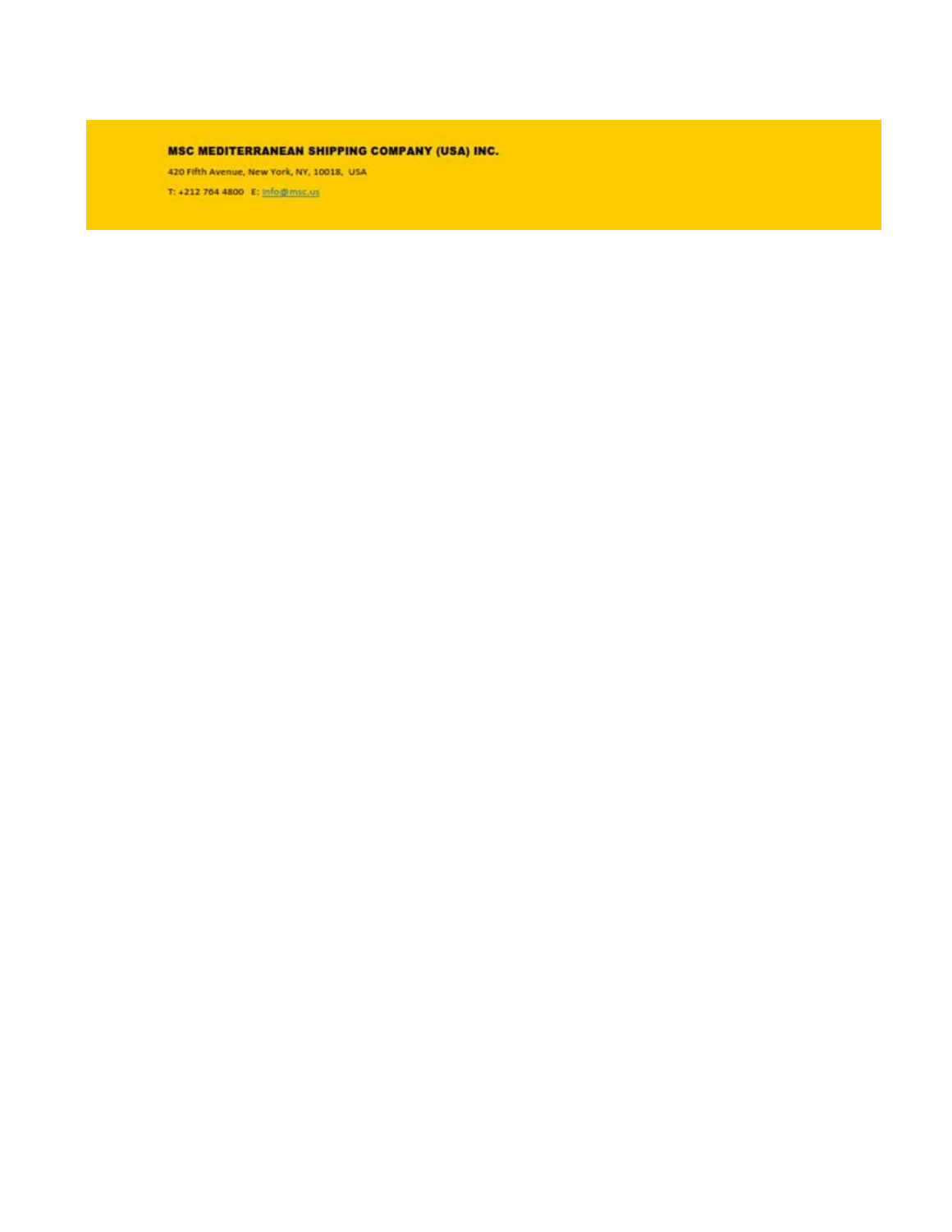**MSC MEDITERRANEAN SHIPPING COMPANY (USA) INC.**

420 Fifth Avenue, New York, NY, 10018, USA

T: +212 764 4800 E: info@msc.us